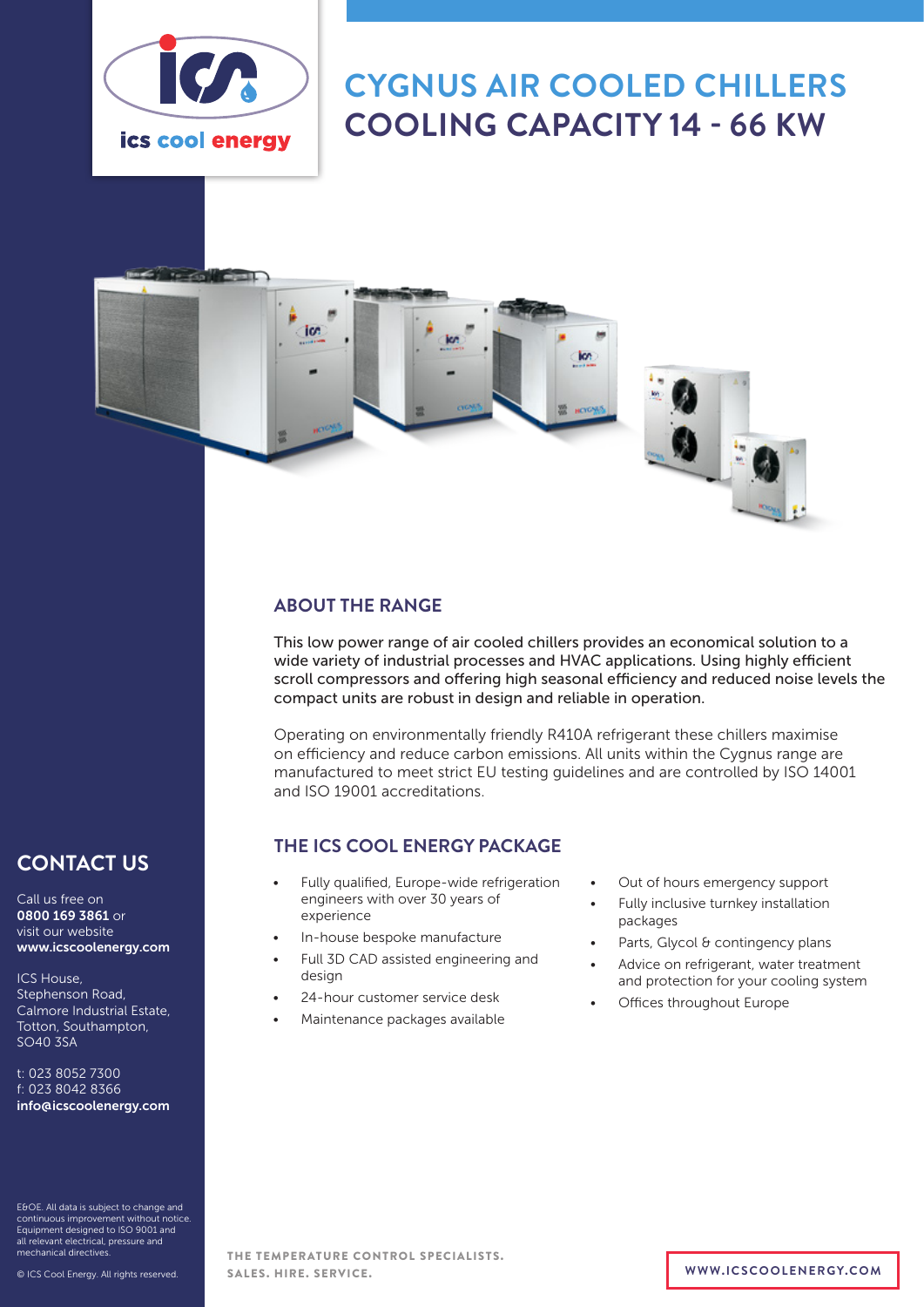# CYGNUS AIR COOLED CHILLERS COOLING CAPACITY 14 - 66 KW

## ABOUT THE RANGE

This low power range of air cooled chillers provides an economical solution to a wide variety of industrial processes and HVAC applications. Using highly efficient scroll compressors and offering high seasonal efficiency and reduced noise levels the compact units are robust in design and reliable in operation.

Operating on environmentally friendly R410A refrigerant these chillers maximise on efficiency and reduce carbon emissions. All units within the Cygnus range are manufactured to meet strict EU testing guidelines and are controlled by ISO 14001 and ISO 19001 accreditations.

## THE ICS COOL ENERGY PACKAGE

- Fully qualified, Europe-wide refrigeration engineers with over 30 years of experience
- In-house bespoke manufacture
- Full 3D CAD assisted engineering and design
- 24-hour customer service desk
- Maintenance packages available
- Out of hours emergency support
- Fully inclusive turnkey installation packages
- Parts, Glycol & contingency plans
- Advice on refrigerant, water treatment and protection for your cooling system
- Offices throughout Europe

## CONTACT US

Call us free on **0800 169 3861** or visit our website **www.icscoolenergy.com**

ICS House,
Stephenson Road,
Calmore Industrial Estate,
Totton, Southampton,
SO40 3SA

t: 023 8052 7300
f: 023 8042 8366
**info@icscoolenergy.com**

E&OE. All data is subject to change and continuous improvement without notice. Equipment designed to ISO 9001 and all relevant electrical, pressure and mechanical directives.

© ICS Cool Energy. All rights reserved.

THE TEMPERATURE CONTROL SPECIALISTS.
SALES. HIRE. SERVICE.

WWW.ICSCOOLENERGY.COM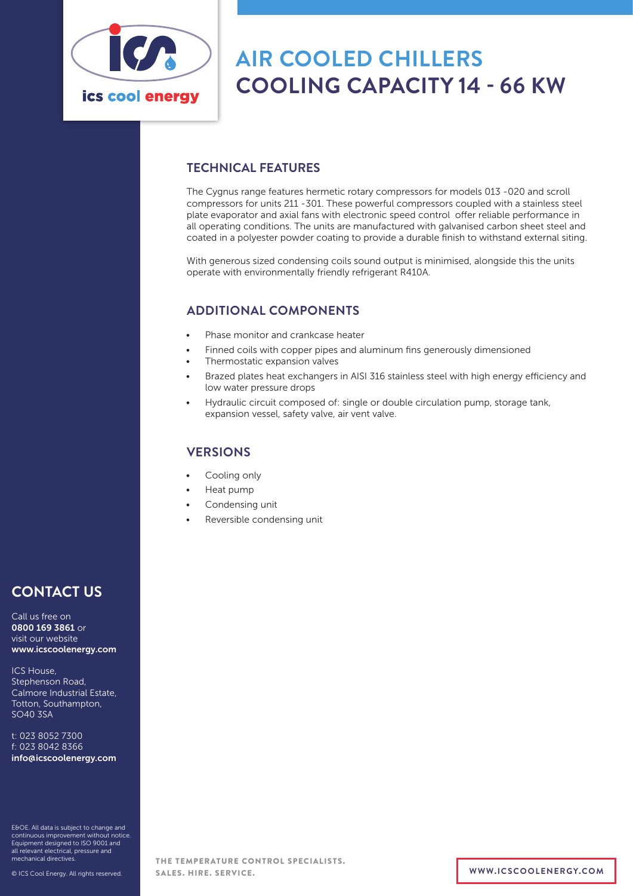ics cool energy

# AIR COOLED CHILLERS
# COOLING CAPACITY 14 - 66 KW

## TECHNICAL FEATURES

The Cygnus range features hermetic rotary compressors for models 013 -020 and scroll compressors for units 211 -301. These powerful compressors coupled with a stainless steel plate evaporator and axial fans with electronic speed control offer reliable performance in all operating conditions. The units are manufactured with galvanised carbon sheet steel and coated in a polyester powder coating to provide a durable finish to withstand external siting.

With generous sized condensing coils sound output is minimised, alongside this the units operate with environmentally friendly refrigerant R410A.

## ADDITIONAL COMPONENTS

- Phase monitor and crankcase heater
- Finned coils with copper pipes and aluminum fins generously dimensioned
- Thermostatic expansion valves
- Brazed plates heat exchangers in AISI 316 stainless steel with high energy efficiency and low water pressure drops
- Hydraulic circuit composed of: single or double circulation pump, storage tank, expansion vessel, safety valve, air vent valve.

## VERSIONS

- Cooling only
- Heat pump
- Condensing unit
- Reversible condensing unit

## CONTACT US

Call us free on **0800 169 3861** or visit our website **www.icscoolenergy.com**

ICS House,
Stephenson Road,
Calmore Industrial Estate,
Totton, Southampton,
SO40 3SA

t: 023 8052 7300
f: 023 8042 8366
**info@icscoolenergy.com**

E&OE. All data is subject to change and continuous improvement without notice. Equipment designed to ISO 9001 and all relevant electrical, pressure and mechanical directives.

© ICS Cool Energy. All rights reserved.

THE TEMPERATURE CONTROL SPECIALISTS.
SALES. HIRE. SERVICE.

WWW.ICSCOOLENERGY.COM